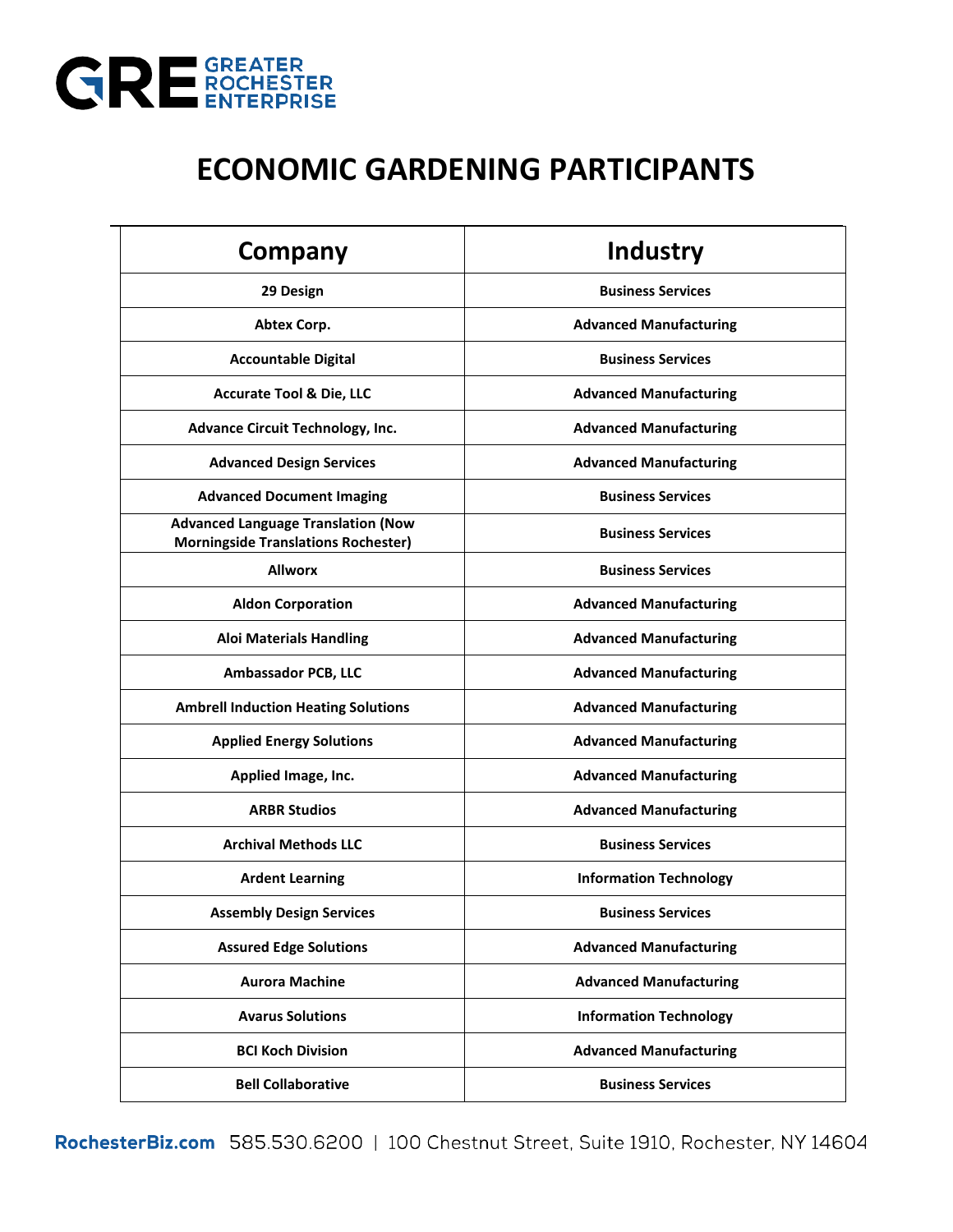# ECONOMIC GARDENING PARTICIPANTS

| Company | Industry |
|---|---|
| 29 Design | Business Services |
| Abtex Corp. | Advanced Manufacturing |
| Accountable Digital | Business Services |
| Accurate Tool & Die, LLC | Advanced Manufacturing |
| Advance Circuit Technology, Inc. | Advanced Manufacturing |
| Advanced Design Services | Advanced Manufacturing |
| Advanced Document Imaging | Business Services |
| Advanced Language Translation (Now Morningside Translations Rochester) | Business Services |
| Allworx | Business Services |
| Aldon Corporation | Advanced Manufacturing |
| Aloi Materials Handling | Advanced Manufacturing |
| Ambassador PCB, LLC | Advanced Manufacturing |
| Ambrell Induction Heating Solutions | Advanced Manufacturing |
| Applied Energy Solutions | Advanced Manufacturing |
| Applied Image, Inc. | Advanced Manufacturing |
| ARBR Studios | Advanced Manufacturing |
| Archival Methods LLC | Business Services |
| Ardent Learning | Information Technology |
| Assembly Design Services | Business Services |
| Assured Edge Solutions | Advanced Manufacturing |
| Aurora Machine | Advanced Manufacturing |
| Avarus Solutions | Information Technology |
| BCI Koch Division | Advanced Manufacturing |
| Bell Collaborative | Business Services |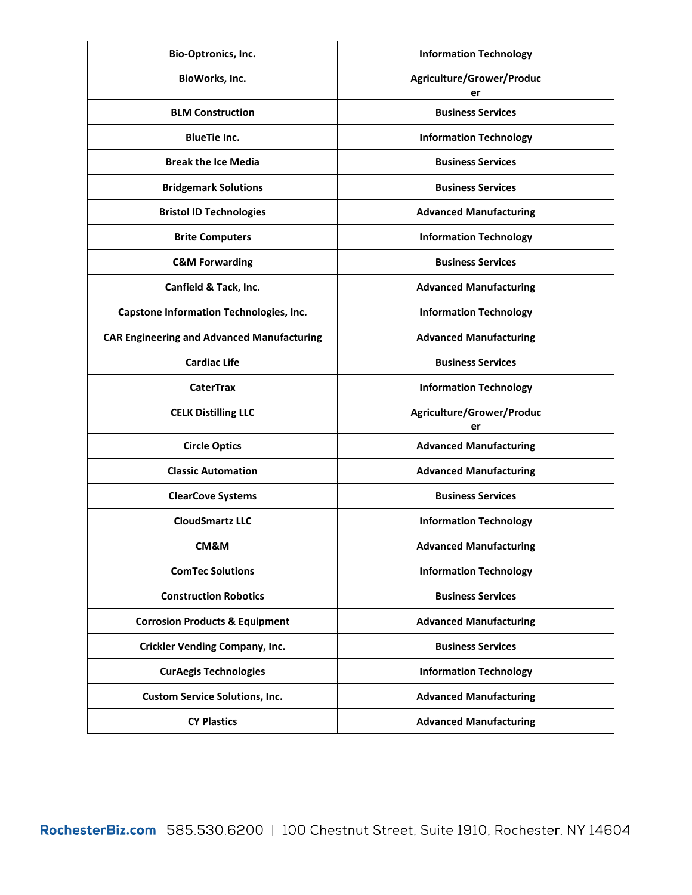| Bio-Optronics, Inc. | Information Technology |
|---|---|
| BioWorks, Inc. | Agriculture/Grower/Producer |
| BLM Construction | Business Services |
| BlueTie Inc. | Information Technology |
| Break the Ice Media | Business Services |
| Bridgemark Solutions | Business Services |
| Bristol ID Technologies | Advanced Manufacturing |
| Brite Computers | Information Technology |
| C&M Forwarding | Business Services |
| Canfield & Tack, Inc. | Advanced Manufacturing |
| Capstone Information Technologies, Inc. | Information Technology |
| CAR Engineering and Advanced Manufacturing | Advanced Manufacturing |
| Cardiac Life | Business Services |
| CaterTrax | Information Technology |
| CELK Distilling LLC | Agriculture/Grower/Producer |
| Circle Optics | Advanced Manufacturing |
| Classic Automation | Advanced Manufacturing |
| ClearCove Systems | Business Services |
| CloudSmartz LLC | Information Technology |
| CM&M | Advanced Manufacturing |
| ComTec Solutions | Information Technology |
| Construction Robotics | Business Services |
| Corrosion Products & Equipment | Advanced Manufacturing |
| Crickler Vending Company, Inc. | Business Services |
| CurAegis Technologies | Information Technology |
| Custom Service Solutions, Inc. | Advanced Manufacturing |
| CY Plastics | Advanced Manufacturing |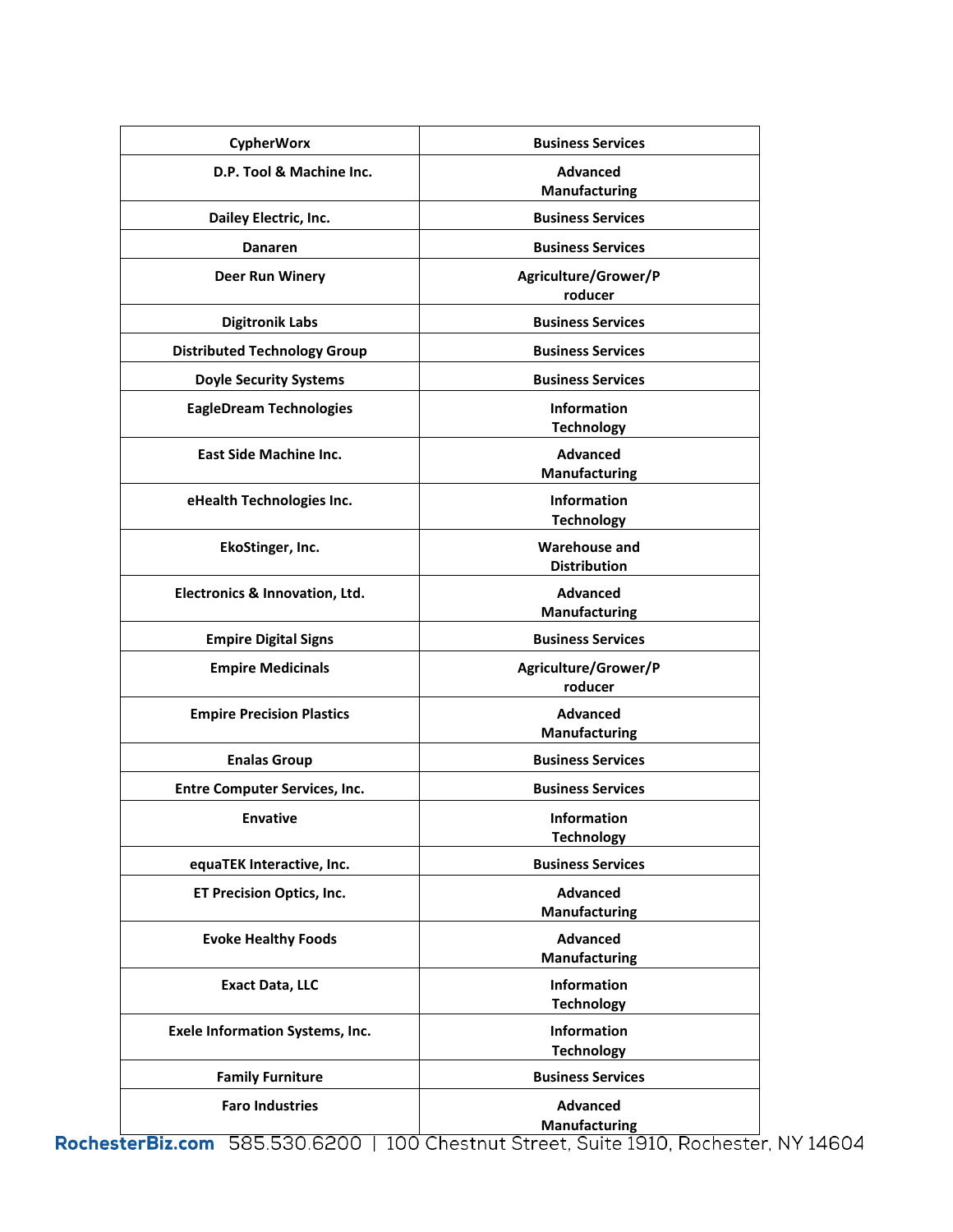| CypherWorx | Business Services |
|---|---|
| D.P. Tool & Machine Inc. | Advanced Manufacturing |
| Dailey Electric, Inc. | Business Services |
| Danaren | Business Services |
| Deer Run Winery | Agriculture/Grower/Producer |
| Digitronik Labs | Business Services |
| Distributed Technology Group | Business Services |
| Doyle Security Systems | Business Services |
| EagleDream Technologies | Information Technology |
| East Side Machine Inc. | Advanced Manufacturing |
| eHealth Technologies Inc. | Information Technology |
| EkoStinger, Inc. | Warehouse and Distribution |
| Electronics & Innovation, Ltd. | Advanced Manufacturing |
| Empire Digital Signs | Business Services |
| Empire Medicinals | Agriculture/Grower/Producer |
| Empire Precision Plastics | Advanced Manufacturing |
| Enalas Group | Business Services |
| Entre Computer Services, Inc. | Business Services |
| Envative | Information Technology |
| equaTEK Interactive, Inc. | Business Services |
| ET Precision Optics, Inc. | Advanced Manufacturing |
| Evoke Healthy Foods | Advanced Manufacturing |
| Exact Data, LLC | Information Technology |
| Exele Information Systems, Inc. | Information Technology |
| Family Furniture | Business Services |
| Faro Industries | Advanced Manufacturing |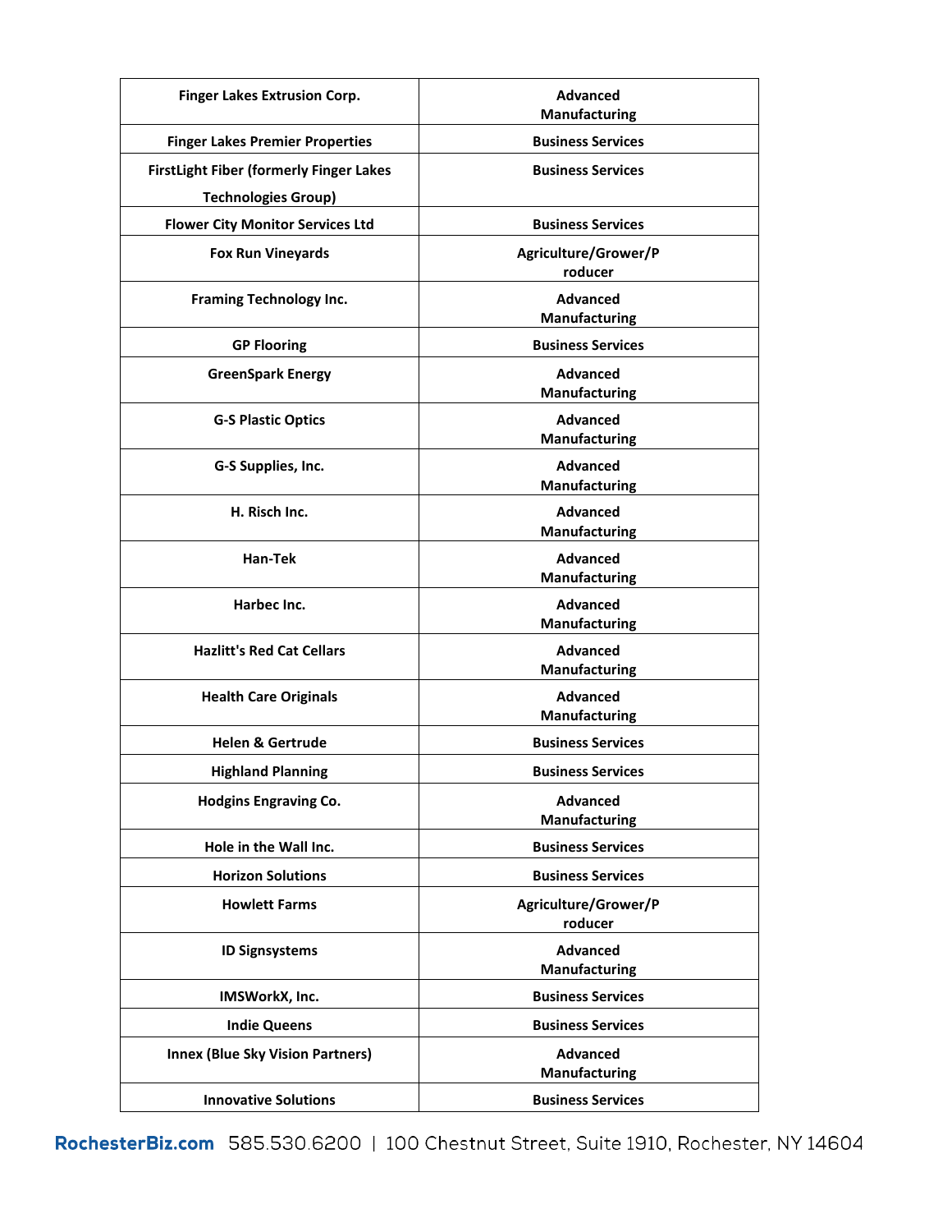| | |
|---|---|
| Finger Lakes Extrusion Corp. | Advanced Manufacturing |
| Finger Lakes Premier Properties | Business Services |
| FirstLight Fiber (formerly Finger Lakes Technologies Group) | Business Services |
| Flower City Monitor Services Ltd | Business Services |
| Fox Run Vineyards | Agriculture/Grower/Producer |
| Framing Technology Inc. | Advanced Manufacturing |
| GP Flooring | Business Services |
| GreenSpark Energy | Advanced Manufacturing |
| G-S Plastic Optics | Advanced Manufacturing |
| G-S Supplies, Inc. | Advanced Manufacturing |
| H. Risch Inc. | Advanced Manufacturing |
| Han-Tek | Advanced Manufacturing |
| Harbec Inc. | Advanced Manufacturing |
| Hazlitt's Red Cat Cellars | Advanced Manufacturing |
| Health Care Originals | Advanced Manufacturing |
| Helen & Gertrude | Business Services |
| Highland Planning | Business Services |
| Hodgins Engraving Co. | Advanced Manufacturing |
| Hole in the Wall Inc. | Business Services |
| Horizon Solutions | Business Services |
| Howlett Farms | Agriculture/Grower/Producer |
| ID Signsystems | Advanced Manufacturing |
| IMSWorkX, Inc. | Business Services |
| Indie Queens | Business Services |
| Innex (Blue Sky Vision Partners) | Advanced Manufacturing |
| Innovative Solutions | Business Services |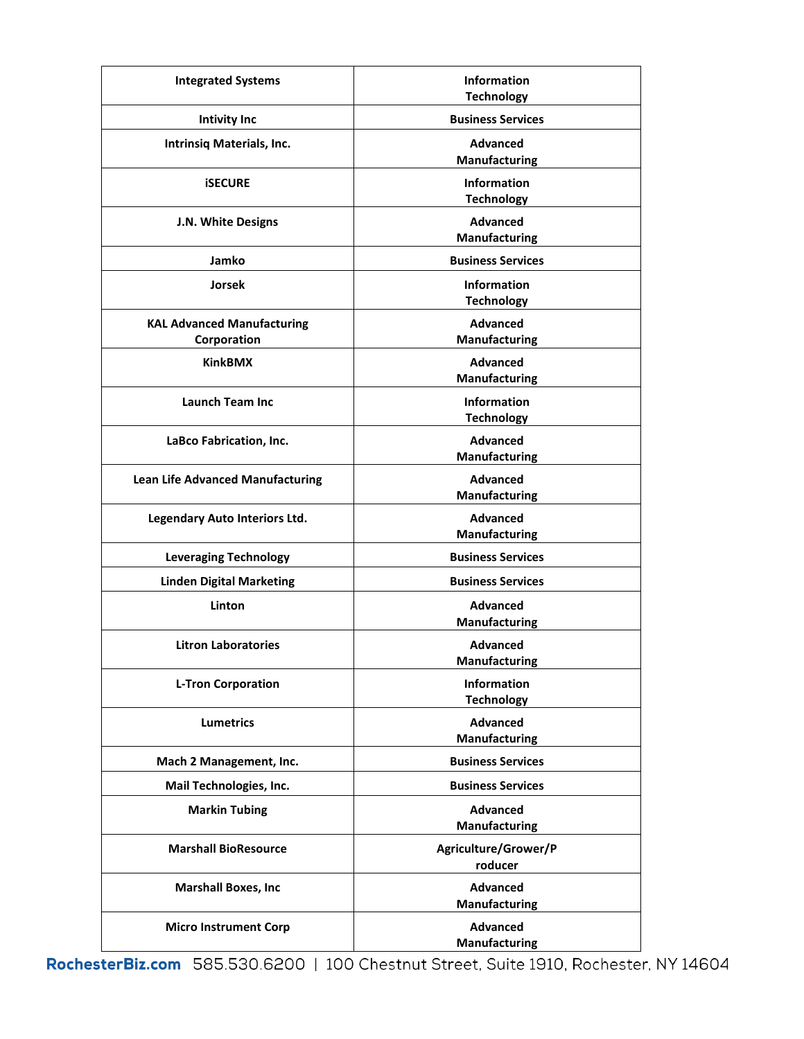| | |
|---|---|
| Integrated Systems | Information Technology |
| Intivity Inc | Business Services |
| Intrinsiq Materials, Inc. | Advanced Manufacturing |
| iSECURE | Information Technology |
| J.N. White Designs | Advanced Manufacturing |
| Jamko | Business Services |
| Jorsek | Information Technology |
| KAL Advanced Manufacturing Corporation | Advanced Manufacturing |
| KinkBMX | Advanced Manufacturing |
| Launch Team Inc | Information Technology |
| LaBco Fabrication, Inc. | Advanced Manufacturing |
| Lean Life Advanced Manufacturing | Advanced Manufacturing |
| Legendary Auto Interiors Ltd. | Advanced Manufacturing |
| Leveraging Technology | Business Services |
| Linden Digital Marketing | Business Services |
| Linton | Advanced Manufacturing |
| Litron Laboratories | Advanced Manufacturing |
| L-Tron Corporation | Information Technology |
| Lumetrics | Advanced Manufacturing |
| Mach 2 Management, Inc. | Business Services |
| Mail Technologies, Inc. | Business Services |
| Markin Tubing | Advanced Manufacturing |
| Marshall BioResource | Agriculture/Grower/Producer |
| Marshall Boxes, Inc | Advanced Manufacturing |
| Micro Instrument Corp | Advanced Manufacturing |

RochesterBiz.com 585.530.6200 | 100 Chestnut Street, Suite 1910, Rochester, NY 14604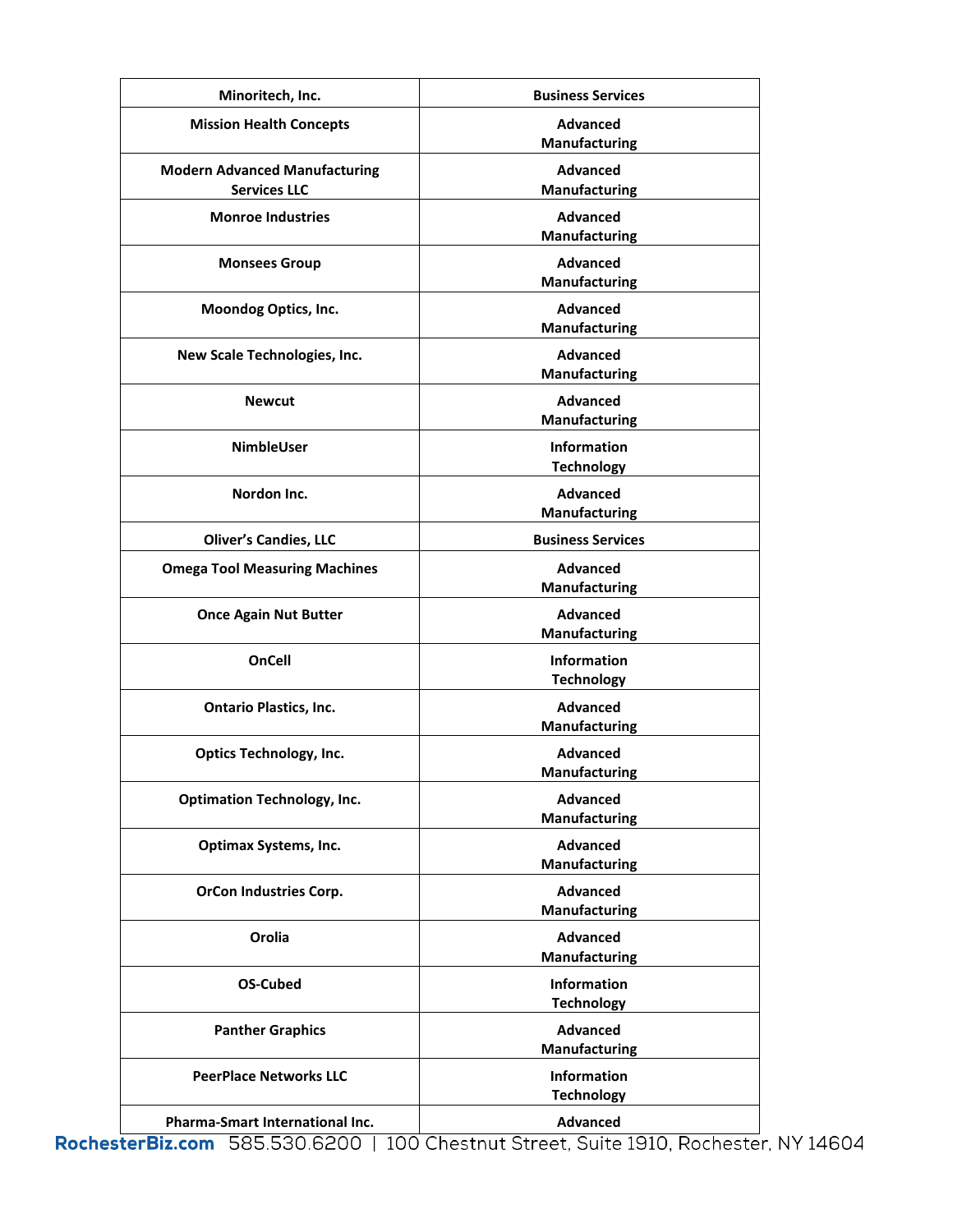| Minoritech, Inc. | Business Services |
| --- | --- |
| Mission Health Concepts | Advanced Manufacturing |
| Modern Advanced Manufacturing Services LLC | Advanced Manufacturing |
| Monroe Industries | Advanced Manufacturing |
| Monsees Group | Advanced Manufacturing |
| Moondog Optics, Inc. | Advanced Manufacturing |
| New Scale Technologies, Inc. | Advanced Manufacturing |
| Newcut | Advanced Manufacturing |
| NimbleUser | Information Technology |
| Nordon Inc. | Advanced Manufacturing |
| Oliver's Candies, LLC | Business Services |
| Omega Tool Measuring Machines | Advanced Manufacturing |
| Once Again Nut Butter | Advanced Manufacturing |
| OnCell | Information Technology |
| Ontario Plastics, Inc. | Advanced Manufacturing |
| Optics Technology, Inc. | Advanced Manufacturing |
| Optimation Technology, Inc. | Advanced Manufacturing |
| Optimax Systems, Inc. | Advanced Manufacturing |
| OrCon Industries Corp. | Advanced Manufacturing |
| Orolia | Advanced Manufacturing |
| OS-Cubed | Information Technology |
| Panther Graphics | Advanced Manufacturing |
| PeerPlace Networks LLC | Information Technology |
| Pharma-Smart International Inc. | Advanced |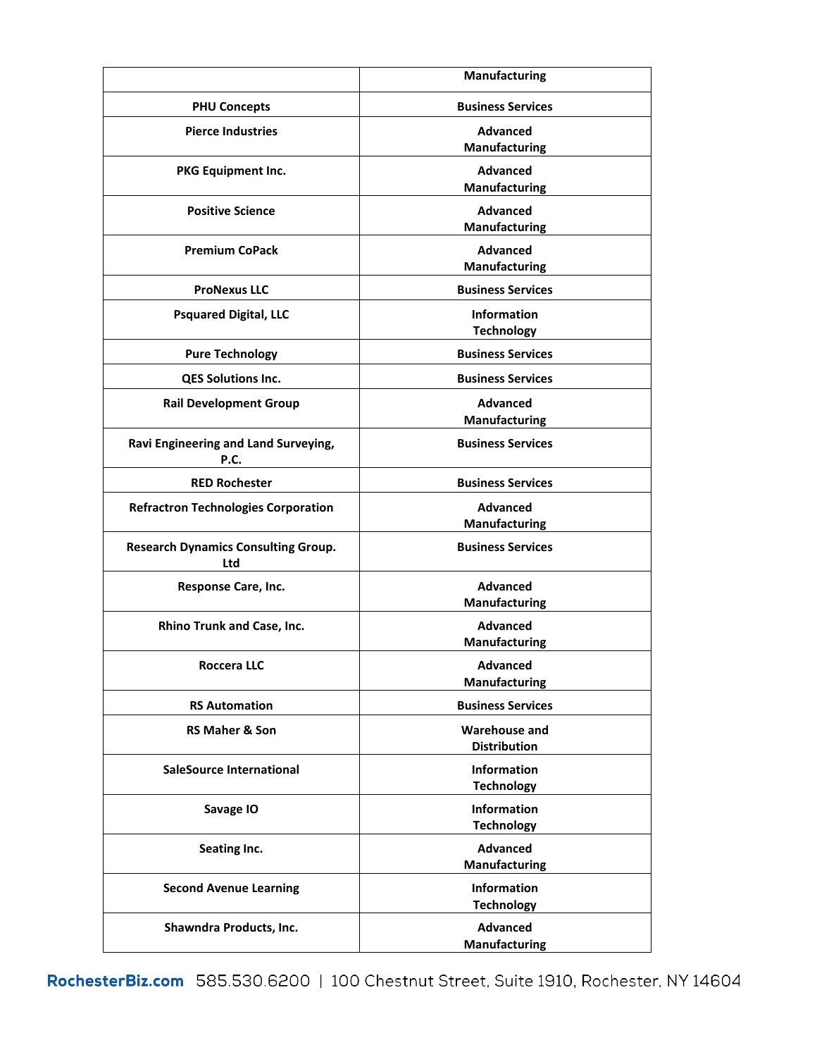| | |
|---|---|
| | Manufacturing |
| PHU Concepts | Business Services |
| Pierce Industries | Advanced Manufacturing |
| PKG Equipment Inc. | Advanced Manufacturing |
| Positive Science | Advanced Manufacturing |
| Premium CoPack | Advanced Manufacturing |
| ProNexus LLC | Business Services |
| Psquared Digital, LLC | Information Technology |
| Pure Technology | Business Services |
| QES Solutions Inc. | Business Services |
| Rail Development Group | Advanced Manufacturing |
| Ravi Engineering and Land Surveying, P.C. | Business Services |
| RED Rochester | Business Services |
| Refractron Technologies Corporation | Advanced Manufacturing |
| Research Dynamics Consulting Group. Ltd | Business Services |
| Response Care, Inc. | Advanced Manufacturing |
| Rhino Trunk and Case, Inc. | Advanced Manufacturing |
| Roccera LLC | Advanced Manufacturing |
| RS Automation | Business Services |
| RS Maher & Son | Warehouse and Distribution |
| SaleSource International | Information Technology |
| Savage IO | Information Technology |
| Seating Inc. | Advanced Manufacturing |
| Second Avenue Learning | Information Technology |
| Shawndra Products, Inc. | Advanced Manufacturing |

RochesterBiz.com 585.530.6200 | 100 Chestnut Street, Suite 1910, Rochester, NY 14604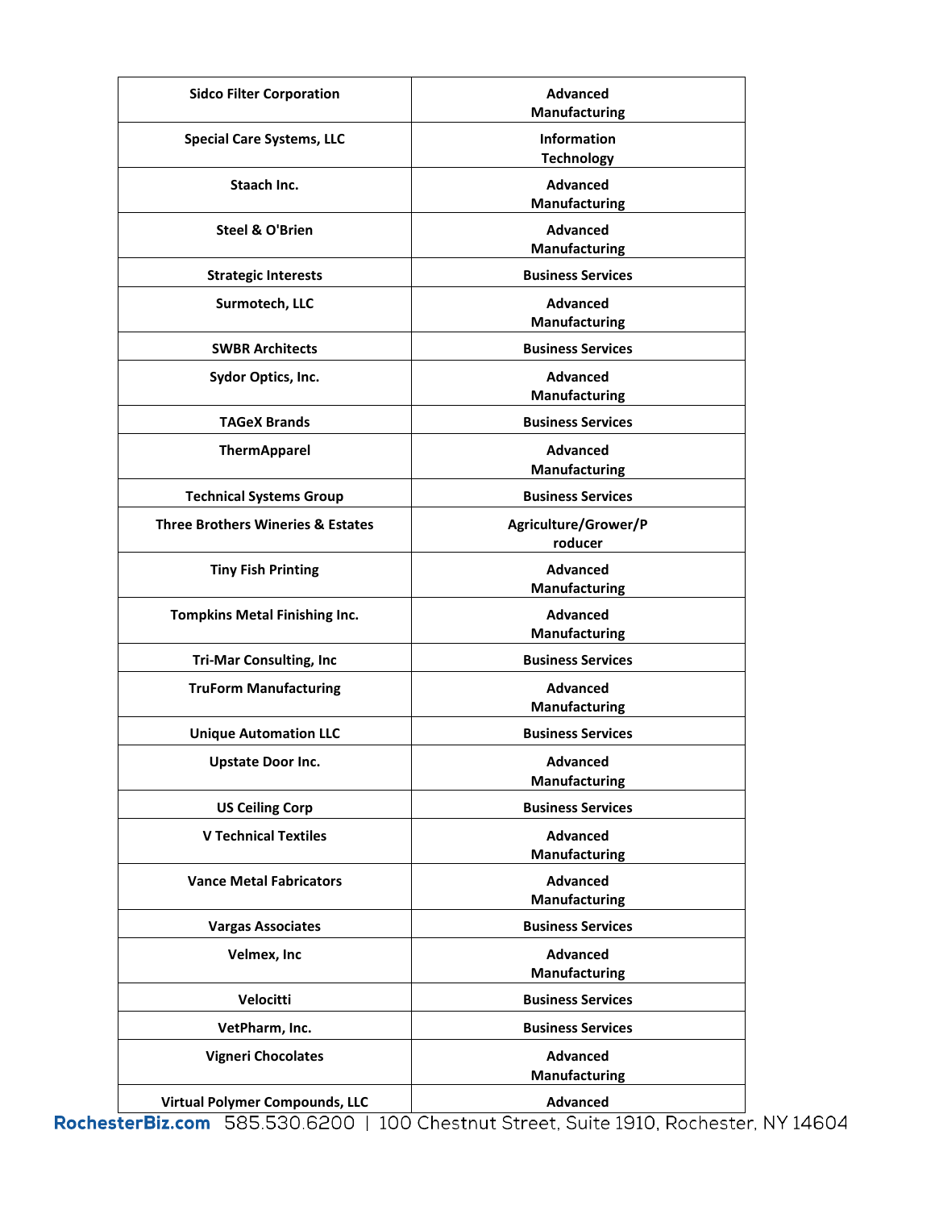| Sidco Filter Corporation | Advanced Manufacturing |
|---|---|
| Special Care Systems, LLC | Information Technology |
| Staach Inc. | Advanced Manufacturing |
| Steel & O'Brien | Advanced Manufacturing |
| Strategic Interests | Business Services |
| Surmotech, LLC | Advanced Manufacturing |
| SWBR Architects | Business Services |
| Sydor Optics, Inc. | Advanced Manufacturing |
| TAGeX Brands | Business Services |
| ThermApparel | Advanced Manufacturing |
| Technical Systems Group | Business Services |
| Three Brothers Wineries & Estates | Agriculture/Grower/Producer |
| Tiny Fish Printing | Advanced Manufacturing |
| Tompkins Metal Finishing Inc. | Advanced Manufacturing |
| Tri-Mar Consulting, Inc | Business Services |
| TruForm Manufacturing | Advanced Manufacturing |
| Unique Automation LLC | Business Services |
| Upstate Door Inc. | Advanced Manufacturing |
| US Ceiling Corp | Business Services |
| V Technical Textiles | Advanced Manufacturing |
| Vance Metal Fabricators | Advanced Manufacturing |
| Vargas Associates | Business Services |
| Velmex, Inc | Advanced Manufacturing |
| Velocitti | Business Services |
| VetPharm, Inc. | Business Services |
| Vigneri Chocolates | Advanced Manufacturing |
| Virtual Polymer Compounds, LLC | Advanced |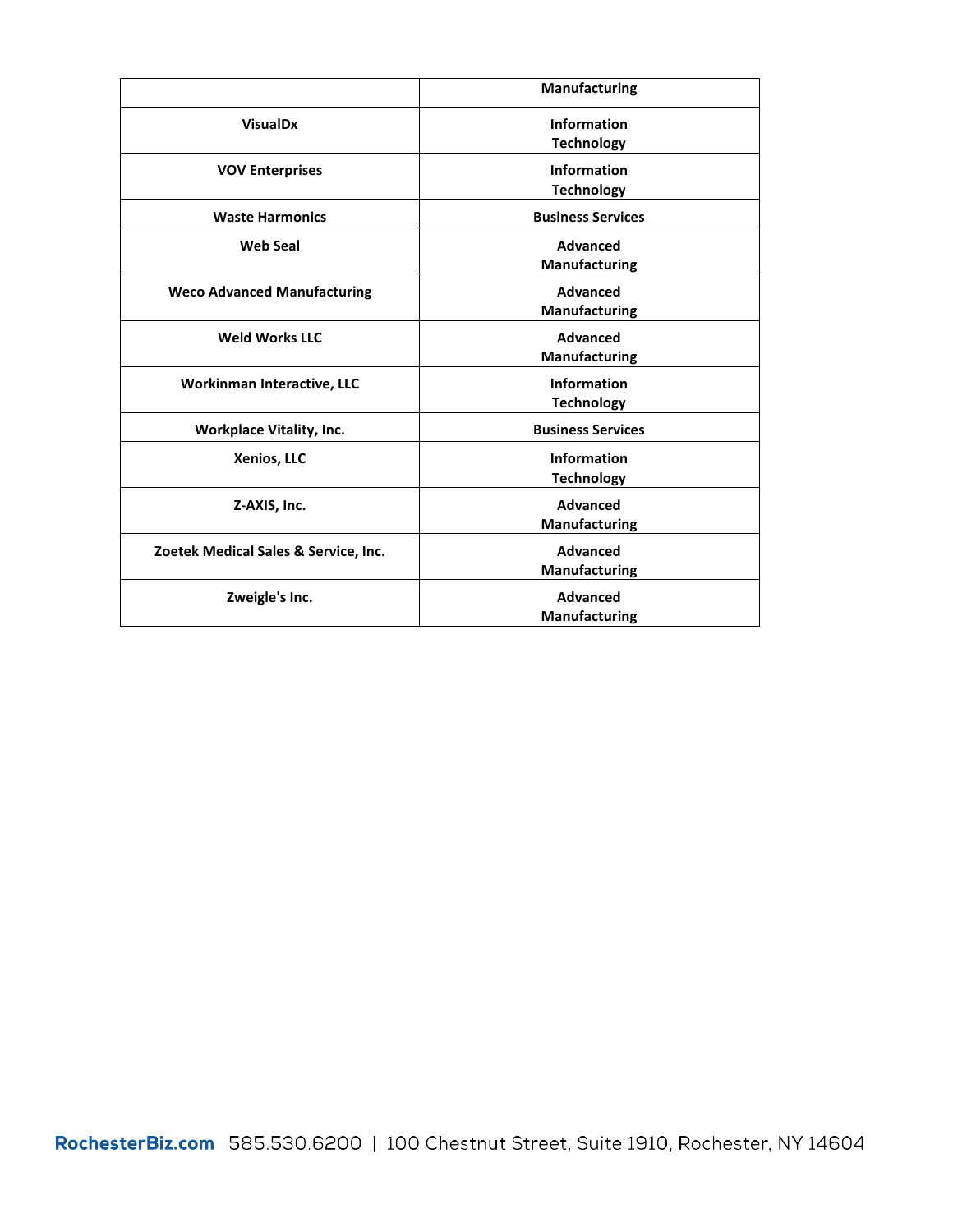| | |
|---|---|
| | Manufacturing |
| VisualDx | Information Technology |
| VOV Enterprises | Information Technology |
| Waste Harmonics | Business Services |
| Web Seal | Advanced Manufacturing |
| Weco Advanced Manufacturing | Advanced Manufacturing |
| Weld Works LLC | Advanced Manufacturing |
| Workinman Interactive, LLC | Information Technology |
| Workplace Vitality, Inc. | Business Services |
| Xenios, LLC | Information Technology |
| Z-AXIS, Inc. | Advanced Manufacturing |
| Zoetek Medical Sales & Service, Inc. | Advanced Manufacturing |
| Zweigle's Inc. | Advanced Manufacturing |